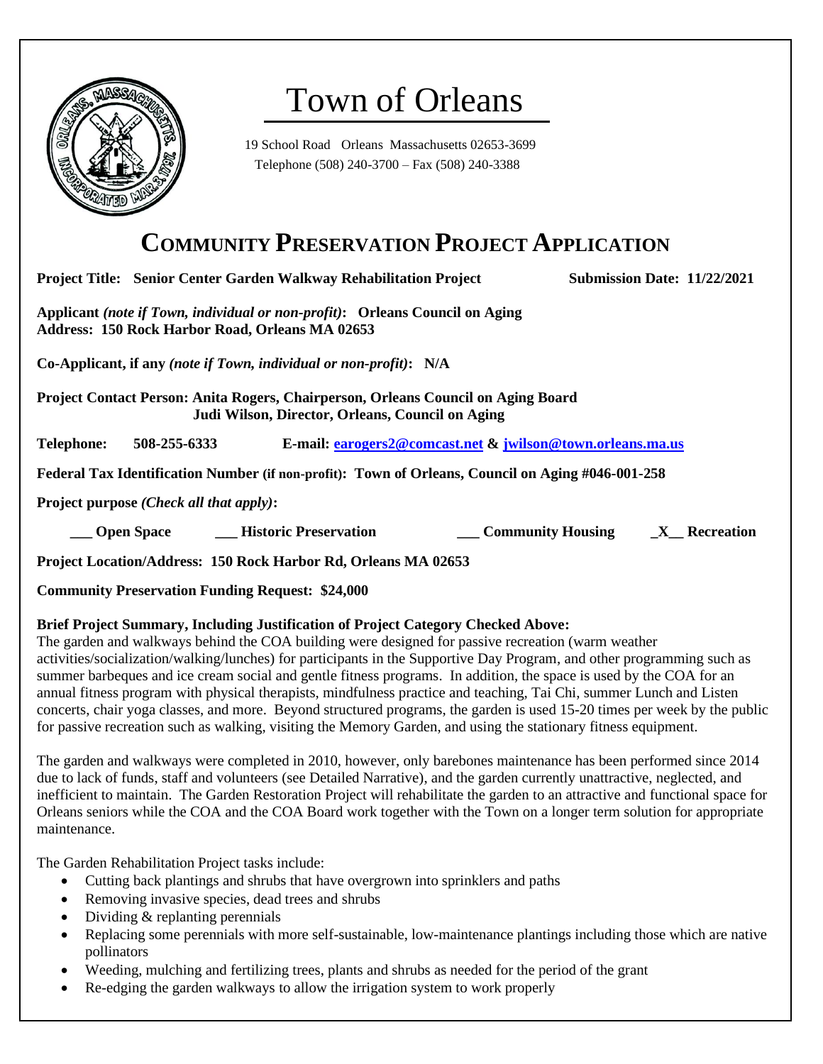# Town of Orleans

19 School Road Orleans Massachusetts 02653-3699
Telephone (508) 240-3700 – Fax (508) 240-3388

## COMMUNITY PRESERVATION PROJECT APPLICATION

**Project Title: Senior Center Garden Walkway Rehabilitation Project** **Submission Date: 11/22/2021**

**Applicant *(note if Town, individual or non-profit)*: Orleans Council on Aging**
**Address: 150 Rock Harbor Road, Orleans MA 02653**

**Co-Applicant, if any *(note if Town, individual or non-profit)*: N/A**

**Project Contact Person: Anita Rogers, Chairperson, Orleans Council on Aging Board**
**Judi Wilson, Director, Orleans, Council on Aging**

**Telephone: 508-255-6333** **E-mail: earogers2@comcast.net & jwilson@town.orleans.ma.us**

**Federal Tax Identification Number (if non-profit): Town of Orleans, Council on Aging #046-001-258**

**Project purpose *(Check all that apply)*:**

**___ Open Space** **___ Historic Preservation** **___ Community Housing** **_X__ Recreation**

**Project Location/Address: 150 Rock Harbor Rd, Orleans MA 02653**

**Community Preservation Funding Request: $24,000**

**Brief Project Summary, Including Justification of Project Category Checked Above:**

The garden and walkways behind the COA building were designed for passive recreation (warm weather activities/socialization/walking/lunches) for participants in the Supportive Day Program, and other programming such as summer barbeques and ice cream social and gentle fitness programs. In addition, the space is used by the COA for an annual fitness program with physical therapists, mindfulness practice and teaching, Tai Chi, summer Lunch and Listen concerts, chair yoga classes, and more. Beyond structured programs, the garden is used 15-20 times per week by the public for passive recreation such as walking, visiting the Memory Garden, and using the stationary fitness equipment.

The garden and walkways were completed in 2010, however, only barebones maintenance has been performed since 2014 due to lack of funds, staff and volunteers (see Detailed Narrative), and the garden currently unattractive, neglected, and inefficient to maintain. The Garden Restoration Project will rehabilitate the garden to an attractive and functional space for Orleans seniors while the COA and the COA Board work together with the Town on a longer term solution for appropriate maintenance.

The Garden Rehabilitation Project tasks include:

- Cutting back plantings and shrubs that have overgrown into sprinklers and paths
- Removing invasive species, dead trees and shrubs
- Dividing & replanting perennials
- Replacing some perennials with more self-sustainable, low-maintenance plantings including those which are native pollinators
- Weeding, mulching and fertilizing trees, plants and shrubs as needed for the period of the grant
- Re-edging the garden walkways to allow the irrigation system to work properly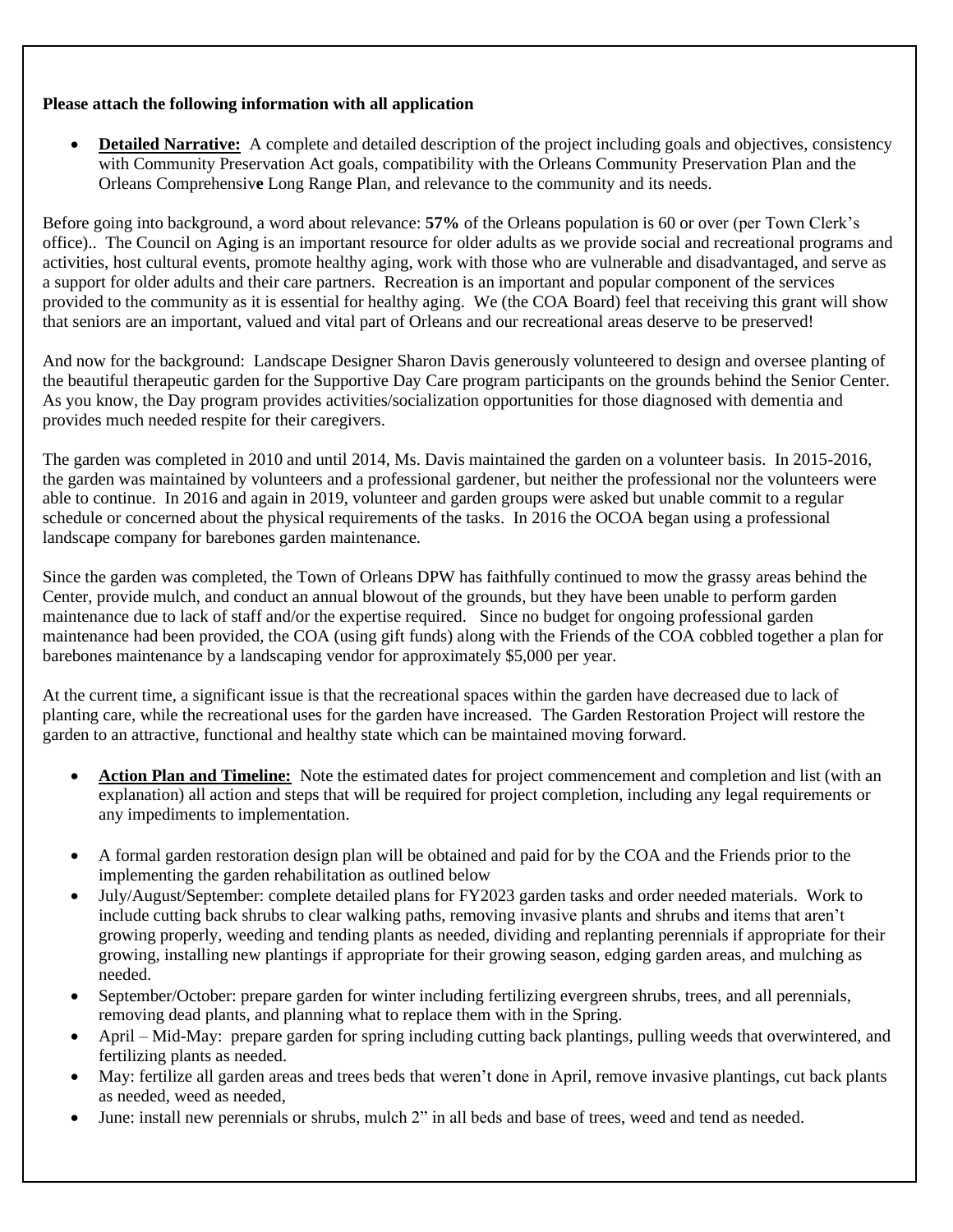**Please attach the following information with all application**

- **Detailed Narrative:** A complete and detailed description of the project including goals and objectives, consistency with Community Preservation Act goals, compatibility with the Orleans Community Preservation Plan and the Orleans Comprehensive Long Range Plan, and relevance to the community and its needs.

Before going into background, a word about relevance: **57%** of the Orleans population is 60 or over (per Town Clerk's office).. The Council on Aging is an important resource for older adults as we provide social and recreational programs and activities, host cultural events, promote healthy aging, work with those who are vulnerable and disadvantaged, and serve as a support for older adults and their care partners. Recreation is an important and popular component of the services provided to the community as it is essential for healthy aging. We (the COA Board) feel that receiving this grant will show that seniors are an important, valued and vital part of Orleans and our recreational areas deserve to be preserved!

And now for the background: Landscape Designer Sharon Davis generously volunteered to design and oversee planting of the beautiful therapeutic garden for the Supportive Day Care program participants on the grounds behind the Senior Center. As you know, the Day program provides activities/socialization opportunities for those diagnosed with dementia and provides much needed respite for their caregivers.

The garden was completed in 2010 and until 2014, Ms. Davis maintained the garden on a volunteer basis. In 2015-2016, the garden was maintained by volunteers and a professional gardener, but neither the professional nor the volunteers were able to continue. In 2016 and again in 2019, volunteer and garden groups were asked but unable commit to a regular schedule or concerned about the physical requirements of the tasks. In 2016 the OCOA began using a professional landscape company for barebones garden maintenance.

Since the garden was completed, the Town of Orleans DPW has faithfully continued to mow the grassy areas behind the Center, provide mulch, and conduct an annual blowout of the grounds, but they have been unable to perform garden maintenance due to lack of staff and/or the expertise required. Since no budget for ongoing professional garden maintenance had been provided, the COA (using gift funds) along with the Friends of the COA cobbled together a plan for barebones maintenance by a landscaping vendor for approximately $5,000 per year.

At the current time, a significant issue is that the recreational spaces within the garden have decreased due to lack of planting care, while the recreational uses for the garden have increased. The Garden Restoration Project will restore the garden to an attractive, functional and healthy state which can be maintained moving forward.

- **Action Plan and Timeline:** Note the estimated dates for project commencement and completion and list (with an explanation) all action and steps that will be required for project completion, including any legal requirements or any impediments to implementation.

- A formal garden restoration design plan will be obtained and paid for by the COA and the Friends prior to the implementing the garden rehabilitation as outlined below
- July/August/September: complete detailed plans for FY2023 garden tasks and order needed materials. Work to include cutting back shrubs to clear walking paths, removing invasive plants and shrubs and items that aren't growing properly, weeding and tending plants as needed, dividing and replanting perennials if appropriate for their growing, installing new plantings if appropriate for their growing season, edging garden areas, and mulching as needed.
- September/October: prepare garden for winter including fertilizing evergreen shrubs, trees, and all perennials, removing dead plants, and planning what to replace them with in the Spring.
- April – Mid-May: prepare garden for spring including cutting back plantings, pulling weeds that overwintered, and fertilizing plants as needed.
- May: fertilize all garden areas and trees beds that weren't done in April, remove invasive plantings, cut back plants as needed, weed as needed,
- June: install new perennials or shrubs, mulch 2" in all beds and base of trees, weed and tend as needed.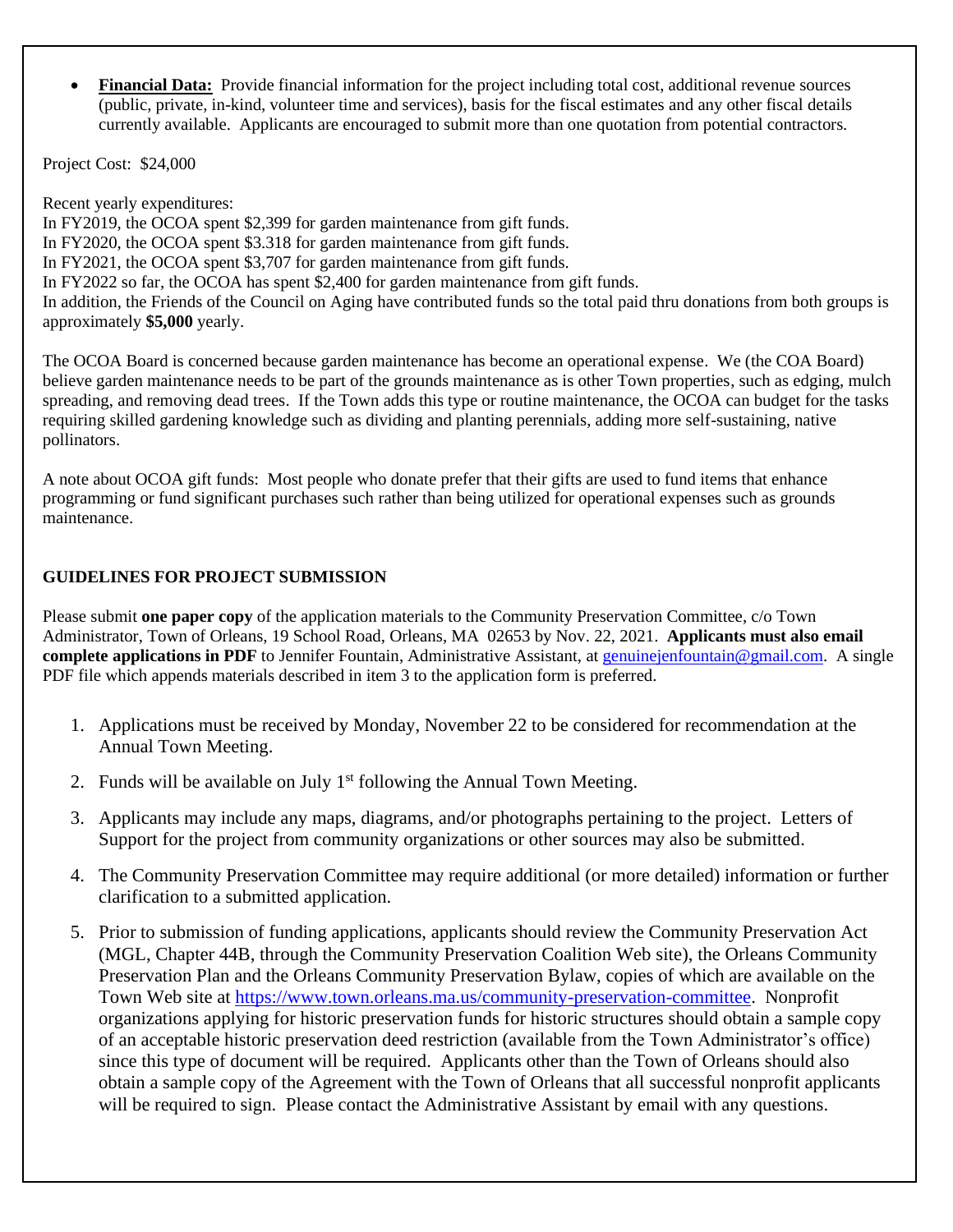- **Financial Data:** Provide financial information for the project including total cost, additional revenue sources (public, private, in-kind, volunteer time and services), basis for the fiscal estimates and any other fiscal details currently available. Applicants are encouraged to submit more than one quotation from potential contractors.

Project Cost: $24,000

Recent yearly expenditures:
In FY2019, the OCOA spent $2,399 for garden maintenance from gift funds.
In FY2020, the OCOA spent $3.318 for garden maintenance from gift funds.
In FY2021, the OCOA spent $3,707 for garden maintenance from gift funds.
In FY2022 so far, the OCOA has spent $2,400 for garden maintenance from gift funds.
In addition, the Friends of the Council on Aging have contributed funds so the total paid thru donations from both groups is approximately **$5,000** yearly.

The OCOA Board is concerned because garden maintenance has become an operational expense. We (the COA Board) believe garden maintenance needs to be part of the grounds maintenance as is other Town properties, such as edging, mulch spreading, and removing dead trees. If the Town adds this type or routine maintenance, the OCOA can budget for the tasks requiring skilled gardening knowledge such as dividing and planting perennials, adding more self-sustaining, native pollinators.

A note about OCOA gift funds: Most people who donate prefer that their gifts are used to fund items that enhance programming or fund significant purchases such rather than being utilized for operational expenses such as grounds maintenance.

**GUIDELINES FOR PROJECT SUBMISSION**

Please submit **one paper copy** of the application materials to the Community Preservation Committee, c/o Town Administrator, Town of Orleans, 19 School Road, Orleans, MA 02653 by Nov. 22, 2021. **Applicants must also email complete applications in PDF** to Jennifer Fountain, Administrative Assistant, at genuinejenfountain@gmail.com. A single PDF file which appends materials described in item 3 to the application form is preferred.

1. Applications must be received by Monday, November 22 to be considered for recommendation at the Annual Town Meeting.
2. Funds will be available on July 1st following the Annual Town Meeting.
3. Applicants may include any maps, diagrams, and/or photographs pertaining to the project. Letters of Support for the project from community organizations or other sources may also be submitted.
4. The Community Preservation Committee may require additional (or more detailed) information or further clarification to a submitted application.
5. Prior to submission of funding applications, applicants should review the Community Preservation Act (MGL, Chapter 44B, through the Community Preservation Coalition Web site), the Orleans Community Preservation Plan and the Orleans Community Preservation Bylaw, copies of which are available on the Town Web site at https://www.town.orleans.ma.us/community-preservation-committee. Nonprofit organizations applying for historic preservation funds for historic structures should obtain a sample copy of an acceptable historic preservation deed restriction (available from the Town Administrator's office) since this type of document will be required. Applicants other than the Town of Orleans should also obtain a sample copy of the Agreement with the Town of Orleans that all successful nonprofit applicants will be required to sign. Please contact the Administrative Assistant by email with any questions.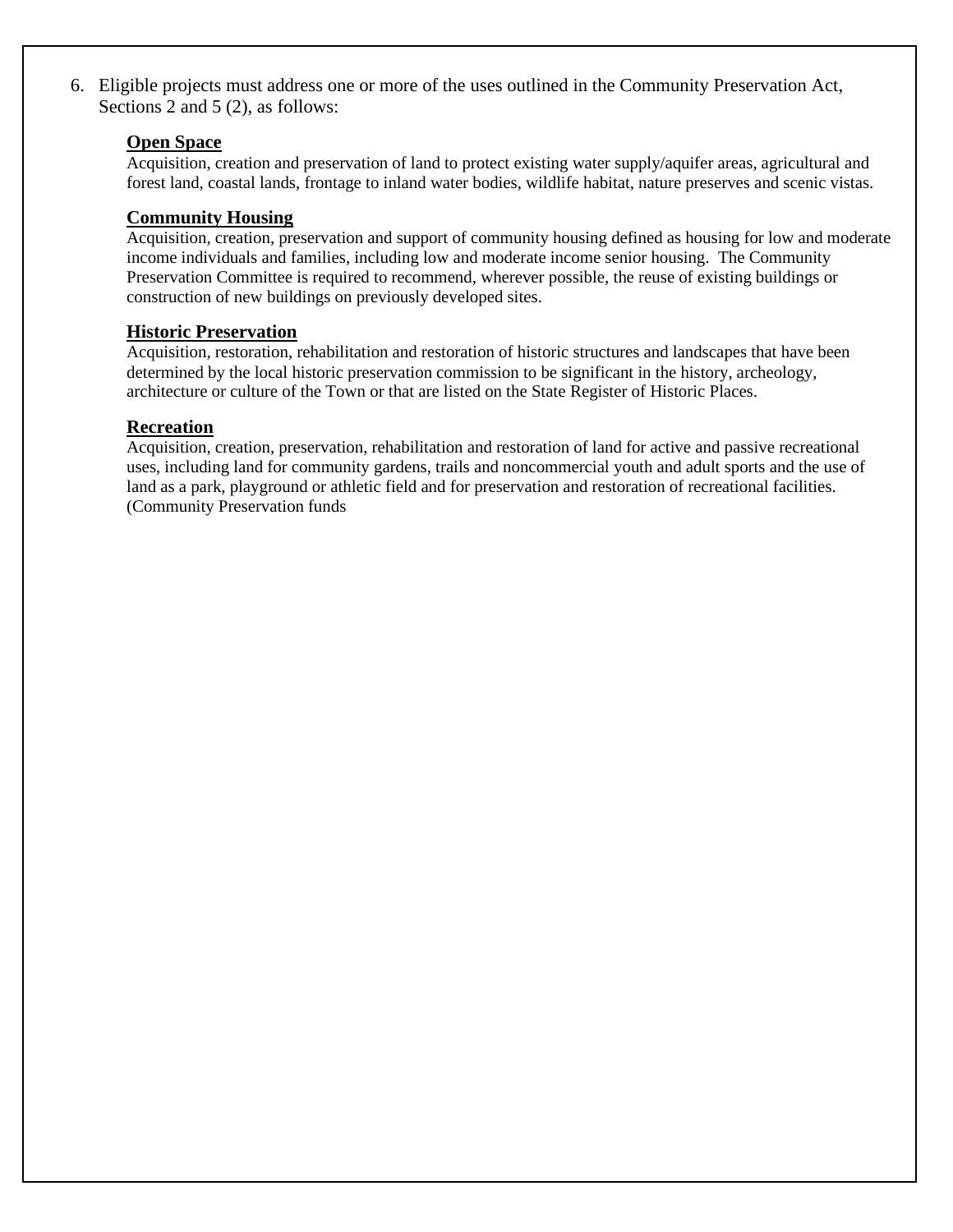6. Eligible projects must address one or more of the uses outlined in the Community Preservation Act, Sections 2 and 5 (2), as follows:

   **Open Space**
   Acquisition, creation and preservation of land to protect existing water supply/aquifer areas, agricultural and forest land, coastal lands, frontage to inland water bodies, wildlife habitat, nature preserves and scenic vistas.

   **Community Housing**
   Acquisition, creation, preservation and support of community housing defined as housing for low and moderate income individuals and families, including low and moderate income senior housing. The Community Preservation Committee is required to recommend, wherever possible, the reuse of existing buildings or construction of new buildings on previously developed sites.

   **Historic Preservation**
   Acquisition, restoration, rehabilitation and restoration of historic structures and landscapes that have been determined by the local historic preservation commission to be significant in the history, archeology, architecture or culture of the Town or that are listed on the State Register of Historic Places.

   **Recreation**
   Acquisition, creation, preservation, rehabilitation and restoration of land for active and passive recreational uses, including land for community gardens, trails and noncommercial youth and adult sports and the use of land as a park, playground or athletic field and for preservation and restoration of recreational facilities. (Community Preservation funds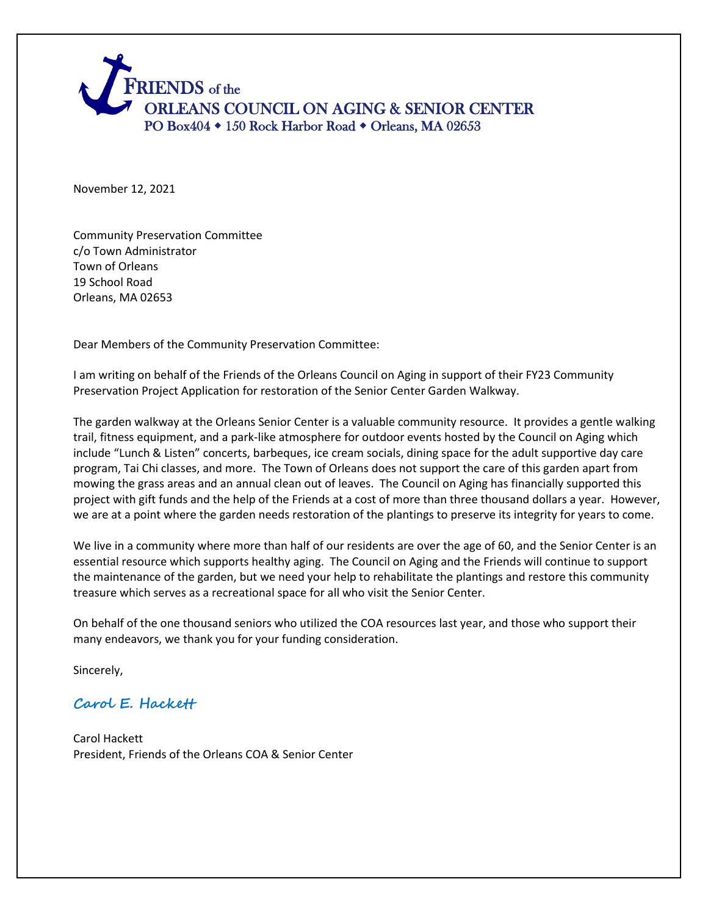# FRIENDS of the ORLEANS COUNCIL ON AGING & SENIOR CENTER

PO Box404 ◆ 150 Rock Harbor Road ◆ Orleans, MA 02653

November 12, 2021

Community Preservation Committee
c/o Town Administrator
Town of Orleans
19 School Road
Orleans, MA 02653

Dear Members of the Community Preservation Committee:

I am writing on behalf of the Friends of the Orleans Council on Aging in support of their FY23 Community Preservation Project Application for restoration of the Senior Center Garden Walkway.

The garden walkway at the Orleans Senior Center is a valuable community resource. It provides a gentle walking trail, fitness equipment, and a park-like atmosphere for outdoor events hosted by the Council on Aging which include "Lunch & Listen" concerts, barbeques, ice cream socials, dining space for the adult supportive day care program, Tai Chi classes, and more. The Town of Orleans does not support the care of this garden apart from mowing the grass areas and an annual clean out of leaves. The Council on Aging has financially supported this project with gift funds and the help of the Friends at a cost of more than three thousand dollars a year. However, we are at a point where the garden needs restoration of the plantings to preserve its integrity for years to come.

We live in a community where more than half of our residents are over the age of 60, and the Senior Center is an essential resource which supports healthy aging. The Council on Aging and the Friends will continue to support the maintenance of the garden, but we need your help to rehabilitate the plantings and restore this community treasure which serves as a recreational space for all who visit the Senior Center.

On behalf of the one thousand seniors who utilized the COA resources last year, and those who support their many endeavors, we thank you for your funding consideration.

Sincerely,

*Carol E. Hackett*

Carol Hackett
President, Friends of the Orleans COA & Senior Center